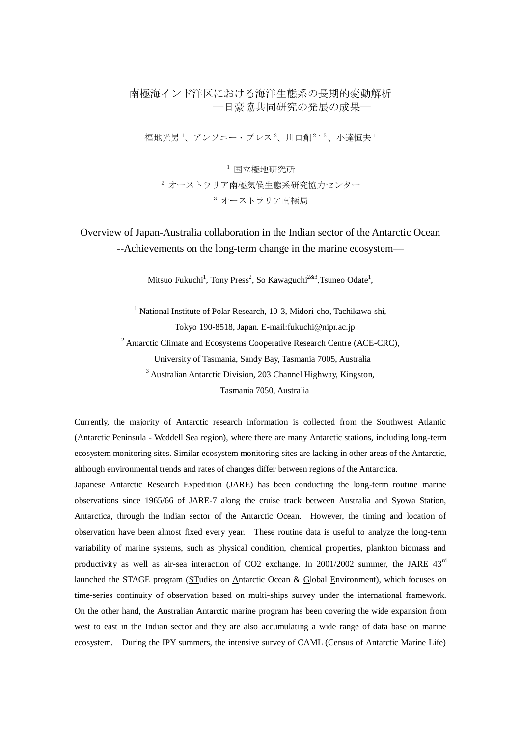# 南極海インド洋区における海洋生態系の長期的変動解析
## —日豪協共同研究の発展の成果—

福地光男[1]、アンソニー・プレス[2]、川口創[2・3]、小達恒夫[1]

[1] 国立極地研究所

[2] オーストラリア南極気候生態系研究協力センター

[3] オーストラリア南極局

# Overview of Japan-Australia collaboration in the Indian sector of the Antarctic Ocean
## --Achievements on the long-term change in the marine ecosystem—

Mitsuo Fukuchi[1], Tony Press[2], So Kawaguchi[2&3], Tsuneo Odate[1],

[1] National Institute of Polar Research, 10-3, Midori-cho, Tachikawa-shi, Tokyo 190-8518, Japan. E-mail:fukuchi@nipr.ac.jp

[2] Antarctic Climate and Ecosystems Cooperative Research Centre (ACE-CRC), University of Tasmania, Sandy Bay, Tasmania 7005, Australia

[3] Australian Antarctic Division, 203 Channel Highway, Kingston, Tasmania 7050, Australia

Currently, the majority of Antarctic research information is collected from the Southwest Atlantic (Antarctic Peninsula - Weddell Sea region), where there are many Antarctic stations, including long-term ecosystem monitoring sites. Similar ecosystem monitoring sites are lacking in other areas of the Antarctic, although environmental trends and rates of changes differ between regions of the Antarctica.

Japanese Antarctic Research Expedition (JARE) has been conducting the long-term routine marine observations since 1965/66 of JARE-7 along the cruise track between Australia and Syowa Station, Antarctica, through the Indian sector of the Antarctic Ocean. However, the timing and location of observation have been almost fixed every year. These routine data is useful to analyze the long-term variability of marine systems, such as physical condition, chemical properties, plankton biomass and productivity as well as air-sea interaction of CO2 exchange. In 2001/2002 summer, the JARE 43$^{rd}$ launched the STAGE program (STudies on Antarctic Ocean & Global Environment), which focuses on time-series continuity of observation based on multi-ships survey under the international framework. On the other hand, the Australian Antarctic marine program has been covering the wide expansion from west to east in the Indian sector and they are also accumulating a wide range of data base on marine ecosystem. During the IPY summers, the intensive survey of CAML (Census of Antarctic Marine Life)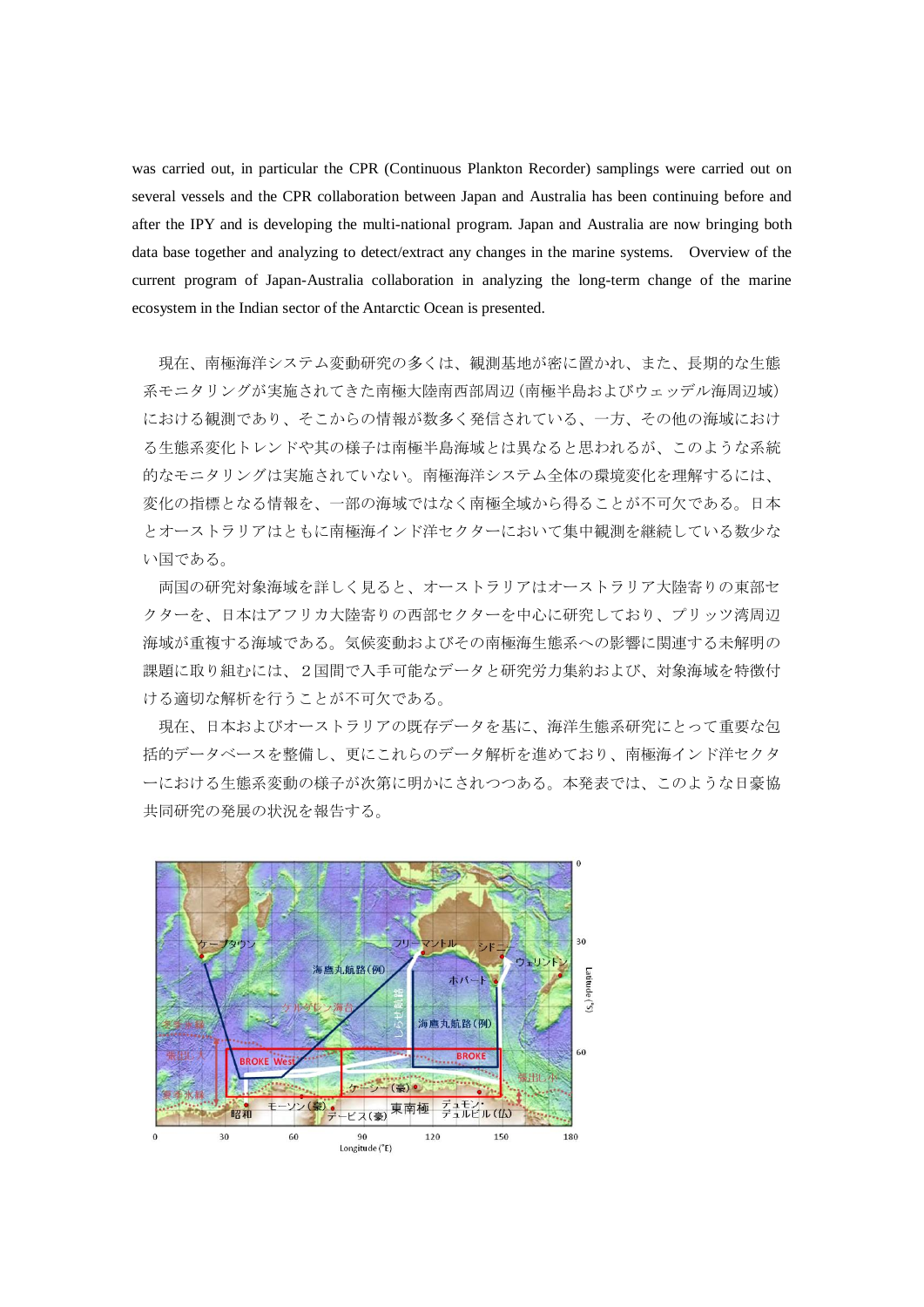was carried out, in particular the CPR (Continuous Plankton Recorder) samplings were carried out on several vessels and the CPR collaboration between Japan and Australia has been continuing before and after the IPY and is developing the multi-national program. Japan and Australia are now bringing both data base together and analyzing to detect/extract any changes in the marine systems. Overview of the current program of Japan-Australia collaboration in analyzing the long-term change of the marine ecosystem in the Indian sector of the Antarctic Ocean is presented.

現在、南極海洋システム変動研究の多くは、観測基地が密に置かれ、また、長期的な生態系モニタリングが実施されてきた南極大陸南西部周辺（南極半島およびウェッデル海周辺域）における観測であり、そこからの情報が数多く発信されている、一方、その他の海域における生態系変化トレンドや其の様子は南極半島海域とは異なると思われるが、このような系統的なモニタリングは実施されていない。南極海洋システム全体の環境変化を理解するには、変化の指標となる情報を、一部の海域ではなく南極全域から得ることが不可欠である。日本とオーストラリアはともに南極海インド洋セクターにおいて集中観測を継続している数少ない国である。

両国の研究対象海域を詳しく見ると、オーストラリアはオーストラリア大陸寄りの東部セクターを、日本はアフリカ大陸寄りの西部セクターを中心に研究しており、プリッツ湾周辺海域が重複する海域である。気候変動およびその南極海生態系への影響に関連する未解明の課題に取り組むには、２国間で入手可能なデータと研究労力集約および、対象海域を特徴付ける適切な解析を行うことが不可欠である。

現在、日本およびオーストラリアの既存データを基に、海洋生態系研究にとって重要な包括的データベースを整備し、更にこれらのデータ解析を進めており、南極海インド洋セクターにおける生態系変動の様子が次第に明かにされつつある。本発表では、このような日豪協共同研究の発展の状況を報告する。

ケープタウン
フリーマントル
シドニー
ウェリントン
ホバート
海鷹丸航路(例)
ケルゲレン海台
しらせ航路
海鷹丸航路(例)
冬季氷縁
張出し大
夏季氷縁
BROKE West
BROKE
張出し小
ケーシー(豪)
昭和
モーソン(豪)
デービス(豪)
東南極
デュモン・デュルビル(仏)
0
30
60
Latitude (°S)
0 30 60 90 120 150 180
Longitude (°E)